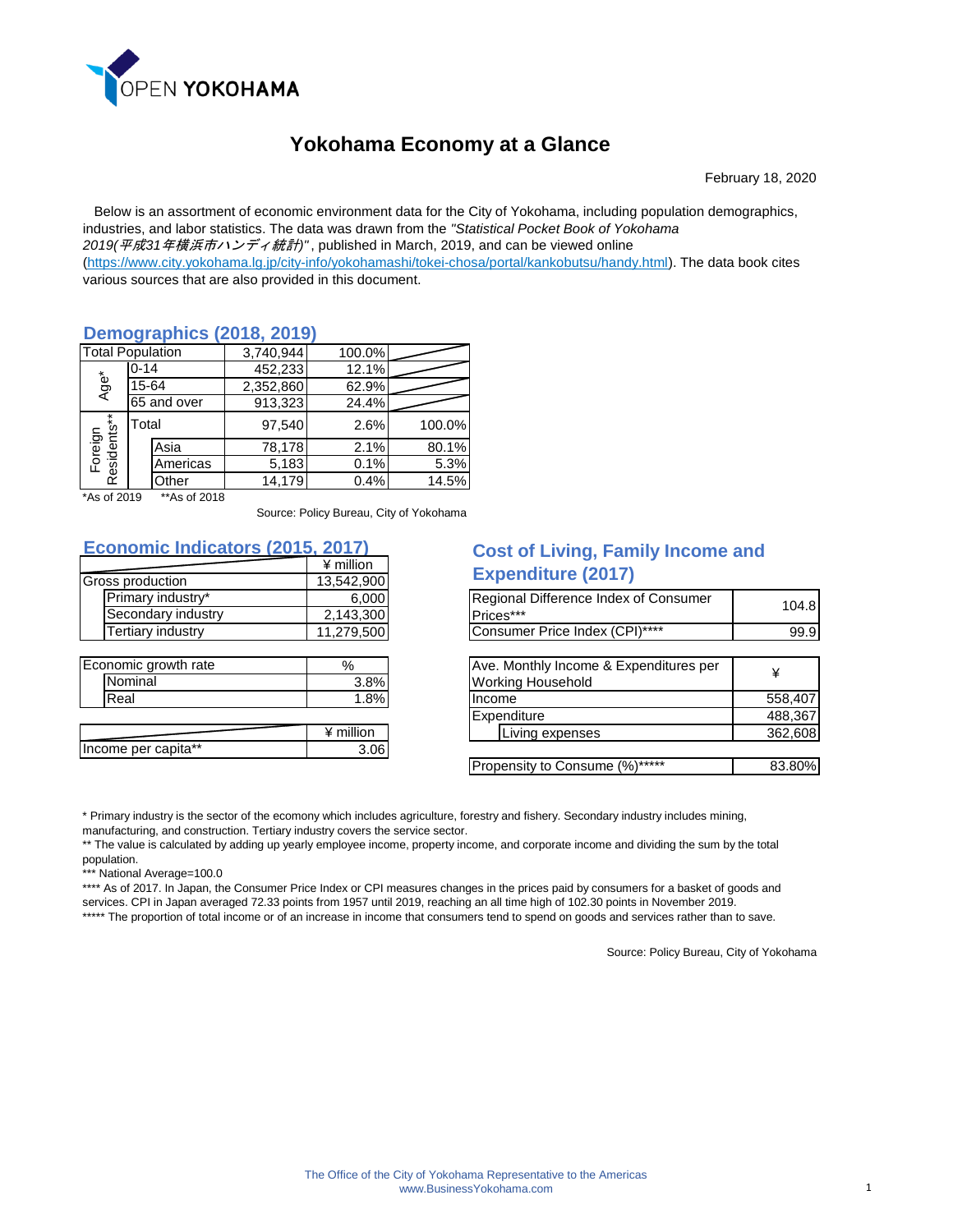# Yokohama Economy at a Glance

February 18, 2020

Below is an assortment of economic environment data for the City of Yokohama, including population demographics, industries, and labor statistics. The data was drawn from the *"Statistical Pocket Book of Yokohama 2019(平成31年横浜市ハンディ統計)"* , published in March, 2019, and can be viewed online (https://www.city.yokohama.lg.jp/city-info/yokohamashi/tokei-chosa/portal/kankobutsu/handy.html). The data book cites various sources that are also provided in this document.

## Demographics (2018, 2019)

| | | | | |
|---|---|---|---|---|
| Total Population | | 3,740,944 | 100.0% | |
| Age* | 0-14 | 452,233 | 12.1% | |
| | 15-64 | 2,352,860 | 62.9% | |
| | 65 and over | 913,323 | 24.4% | |
| Foreign Residents** | Total | 97,540 | 2.6% | 100.0% |
| | Asia | 78,178 | 2.1% | 80.1% |
| | Americas | 5,183 | 0.1% | 5.3% |
| | Other | 14,179 | 0.4% | 14.5% |

*As of 2019 **As of 2018

Source: Policy Bureau, City of Yokohama

## Economic Indicators (2015, 2017)

| | ¥ million |
|---|---|
| Gross production | 13,542,900 |
| Primary industry* | 6,000 |
| Secondary industry | 2,143,300 |
| Tertiary industry | 11,279,500 |

| Economic growth rate | % |
|---|---|
| Nominal | 3.8% |
| Real | 1.8% |

| | ¥ million |
|---|---|
| Income per capita** | 3.06 |

## Cost of Living, Family Income and Expenditure (2017)

| | |
|---|---|
| Regional Difference Index of Consumer Prices*** | 104.8 |
| Consumer Price Index (CPI)**** | 99.9 |

| Ave. Monthly Income & Expenditures per Working Household | ¥ |
|---|---|
| Income | 558,407 |
| Expenditure | 488,367 |
| Living expenses | 362,608 |

| | |
|---|---|
| Propensity to Consume (%)***** | 83.80% |

\* Primary industry is the sector of the ecomony which includes agriculture, forestry and fishery. Secondary industry includes mining, manufacturing, and construction. Tertiary industry covers the service sector.

** The value is calculated by adding up yearly employee income, property income, and corporate income and dividing the sum by the total population.

*** National Average=100.0

**** As of 2017. In Japan, the Consumer Price Index or CPI measures changes in the prices paid by consumers for a basket of goods and services. CPI in Japan averaged 72.33 points from 1957 until 2019, reaching an all time high of 102.30 points in November 2019.

***** The proportion of total income or of an increase in income that consumers tend to spend on goods and services rather than to save.

Source: Policy Bureau, City of Yokohama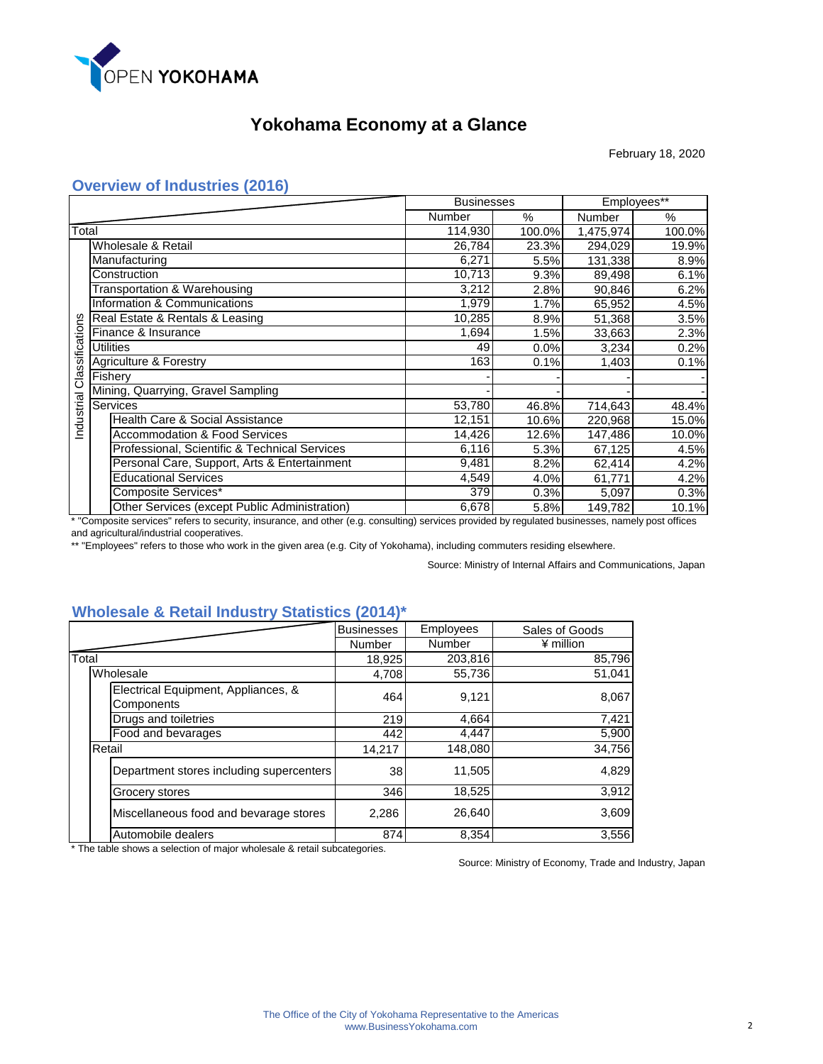OPEN YOKOHAMA

# Yokohama Economy at a Glance

February 18, 2020

## Overview of Industries (2016)

| | | | Businesses | | Employees** | |
|---|---|---|---|---|---|---|
| | | | Number | % | Number | % |
| Total | | | 114,930 | 100.0% | 1,475,974 | 100.0% |
| Industrial Classifications | Wholesale & Retail | | 26,784 | 23.3% | 294,029 | 19.9% |
| | Manufacturing | | 6,271 | 5.5% | 131,338 | 8.9% |
| | Construction | | 10,713 | 9.3% | 89,498 | 6.1% |
| | Transportation & Warehousing | | 3,212 | 2.8% | 90,846 | 6.2% |
| | Information & Communications | | 1,979 | 1.7% | 65,952 | 4.5% |
| | Real Estate & Rentals & Leasing | | 10,285 | 8.9% | 51,368 | 3.5% |
| | Finance & Insurance | | 1,694 | 1.5% | 33,663 | 2.3% |
| | Utilities | | 49 | 0.0% | 3,234 | 0.2% |
| | Agriculture & Forestry | | 163 | 0.1% | 1,403 | 0.1% |
| | Fishery | | - | - | - | - |
| | Mining, Quarrying, Gravel Sampling | | - | - | - | - |
| | Services | | 53,780 | 46.8% | 714,643 | 48.4% |
| | | Health Care & Social Assistance | 12,151 | 10.6% | 220,968 | 15.0% |
| | | Accommodation & Food Services | 14,426 | 12.6% | 147,486 | 10.0% |
| | | Professional, Scientific & Technical Services | 6,116 | 5.3% | 67,125 | 4.5% |
| | | Personal Care, Support, Arts & Entertainment | 9,481 | 8.2% | 62,414 | 4.2% |
| | | Educational Services | 4,549 | 4.0% | 61,771 | 4.2% |
| | | Composite Services* | 379 | 0.3% | 5,097 | 0.3% |
| | | Other Services (except Public Administration) | 6,678 | 5.8% | 149,782 | 10.1% |

* "Composite services" refers to security, insurance, and other (e.g. consulting) services provided by regulated businesses, namely post offices and agricultural/industrial cooperatives.

** "Employees" refers to those who work in the given area (e.g. City of Yokohama), including commuters residing elsewhere.

Source: Ministry of Internal Affairs and Communications, Japan

## Wholesale & Retail Industry Statistics (2014)*

| | | | Businesses | Employees | Sales of Goods |
|---|---|---|---|---|---|
| | | | Number | Number | ¥ million |
| Total | | | 18,925 | 203,816 | 85,796 |
| | Wholesale | | 4,708 | 55,736 | 51,041 |
| | | Electrical Equipment, Appliances, & Components | 464 | 9,121 | 8,067 |
| | | Drugs and toiletries | 219 | 4,664 | 7,421 |
| | | Food and bevarages | 442 | 4,447 | 5,900 |
| | Retail | | 14,217 | 148,080 | 34,756 |
| | | Department stores including supercenters | 38 | 11,505 | 4,829 |
| | | Grocery stores | 346 | 18,525 | 3,912 |
| | | Miscellaneous food and bevarage stores | 2,286 | 26,640 | 3,609 |
| | | Automobile dealers | 874 | 8,354 | 3,556 |

* The table shows a selection of major wholesale & retail subcategories.

Source: Ministry of Economy, Trade and Industry, Japan

The Office of the City of Yokohama Representative to the Americas
www.BusinessYokohama.com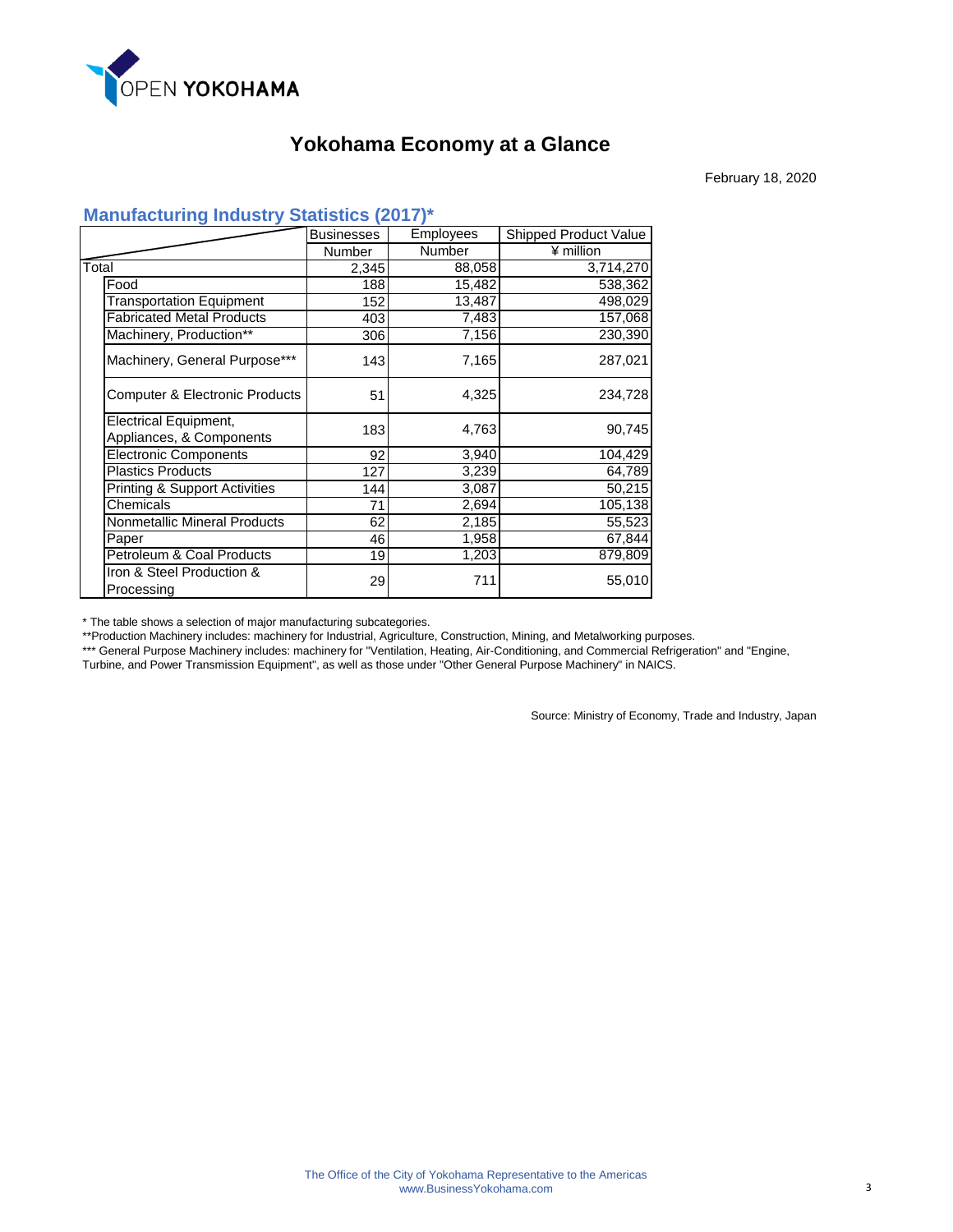OPEN YOKOHAMA

# Yokohama Economy at a Glance

February 18, 2020

## Manufacturing Industry Statistics (2017)*

| | Businesses | Employees | Shipped Product Value |
|---|---|---|---|
| | Number | Number | ¥ million |
| Total | 2,345 | 88,058 | 3,714,270 |
| Food | 188 | 15,482 | 538,362 |
| Transportation Equipment | 152 | 13,487 | 498,029 |
| Fabricated Metal Products | 403 | 7,483 | 157,068 |
| Machinery, Production** | 306 | 7,156 | 230,390 |
| Machinery, General Purpose*** | 143 | 7,165 | 287,021 |
| Computer & Electronic Products | 51 | 4,325 | 234,728 |
| Electrical Equipment, Appliances, & Components | 183 | 4,763 | 90,745 |
| Electronic Components | 92 | 3,940 | 104,429 |
| Plastics Products | 127 | 3,239 | 64,789 |
| Printing & Support Activities | 144 | 3,087 | 50,215 |
| Chemicals | 71 | 2,694 | 105,138 |
| Nonmetallic Mineral Products | 62 | 2,185 | 55,523 |
| Paper | 46 | 1,958 | 67,844 |
| Petroleum & Coal Products | 19 | 1,203 | 879,809 |
| Iron & Steel Production & Processing | 29 | 711 | 55,010 |

* The table shows a selection of major manufacturing subcategories.

**Production Machinery includes: machinery for Industrial, Agriculture, Construction, Mining, and Metalworking purposes.

*** General Purpose Machinery includes: machinery for "Ventilation, Heating, Air-Conditioning, and Commercial Refrigeration" and "Engine, Turbine, and Power Transmission Equipment", as well as those under "Other General Purpose Machinery" in NAICS.

Source: Ministry of Economy, Trade and Industry, Japan

The Office of the City of Yokohama Representative to the Americas
www.BusinessYokohama.com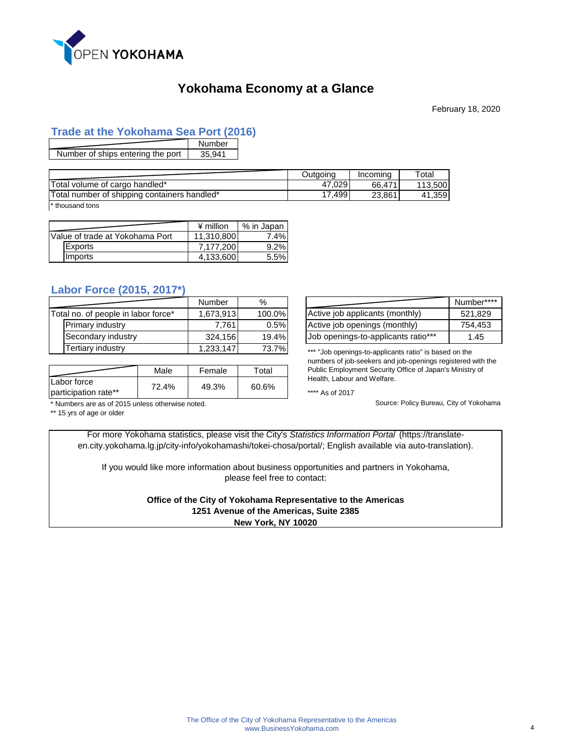OPEN YOKOHAMA

# Yokohama Economy at a Glance

February 18, 2020

## Trade at the Yokohama Sea Port (2016)

| | Number |
|---|---|
| Number of ships entering the port | 35,941 |

| | Outgoing | Incoming | Total |
|---|---|---|---|
| Total volume of cargo handled* | 47,029 | 66,471 | 113,500 |
| Total number of shipping containers handled* | 17,499 | 23,861 | 41,359 |

* thousand tons

| | ¥ million | % in Japan |
|---|---|---|
| Value of trade at Yokohama Port | 11,310,800 | 7.4% |
| Exports | 7,177,200 | 9.2% |
| Imports | 4,133,600 | 5.5% |

## Labor Force (2015, 2017*)

| | Number | % |
|---|---|---|
| Total no. of people in labor force* | 1,673,913 | 100.0% |
| Primary industry | 7,761 | 0.5% |
| Secondary industry | 324,156 | 19.4% |
| Tertiary industry | 1,233,147 | 73.7% |

| | Male | Female | Total |
|---|---|---|---|
| Labor force participation rate** | 72.4% | 49.3% | 60.6% |

* Numbers are as of 2015 unless otherwise noted.

** 15 yrs of age or older

| | Number**** |
|---|---|
| Active job applicants (monthly) | 521,829 |
| Active job openings (monthly) | 754,453 |
| Job openings-to-applicants ratio*** | 1.45 |

*** "Job openings-to-applicants ratio" is based on the numbers of job-seekers and job-openings registered with the Public Employment Security Office of Japan's Ministry of Health, Labour and Welfare.

**** As of 2017

Source: Policy Bureau, City of Yokohama

For more Yokohama statistics, please visit the City's *Statistics Information Portal* (https://translate-en.city.yokohama.lg.jp/city-info/yokohamashi/tokei-chosa/portal/; English available via auto-translation).

If you would like more information about business opportunities and partners in Yokohama, please feel free to contact:

**Office of the City of Yokohama Representative to the Americas**
**1251 Avenue of the Americas, Suite 2385**
**New York, NY 10020**